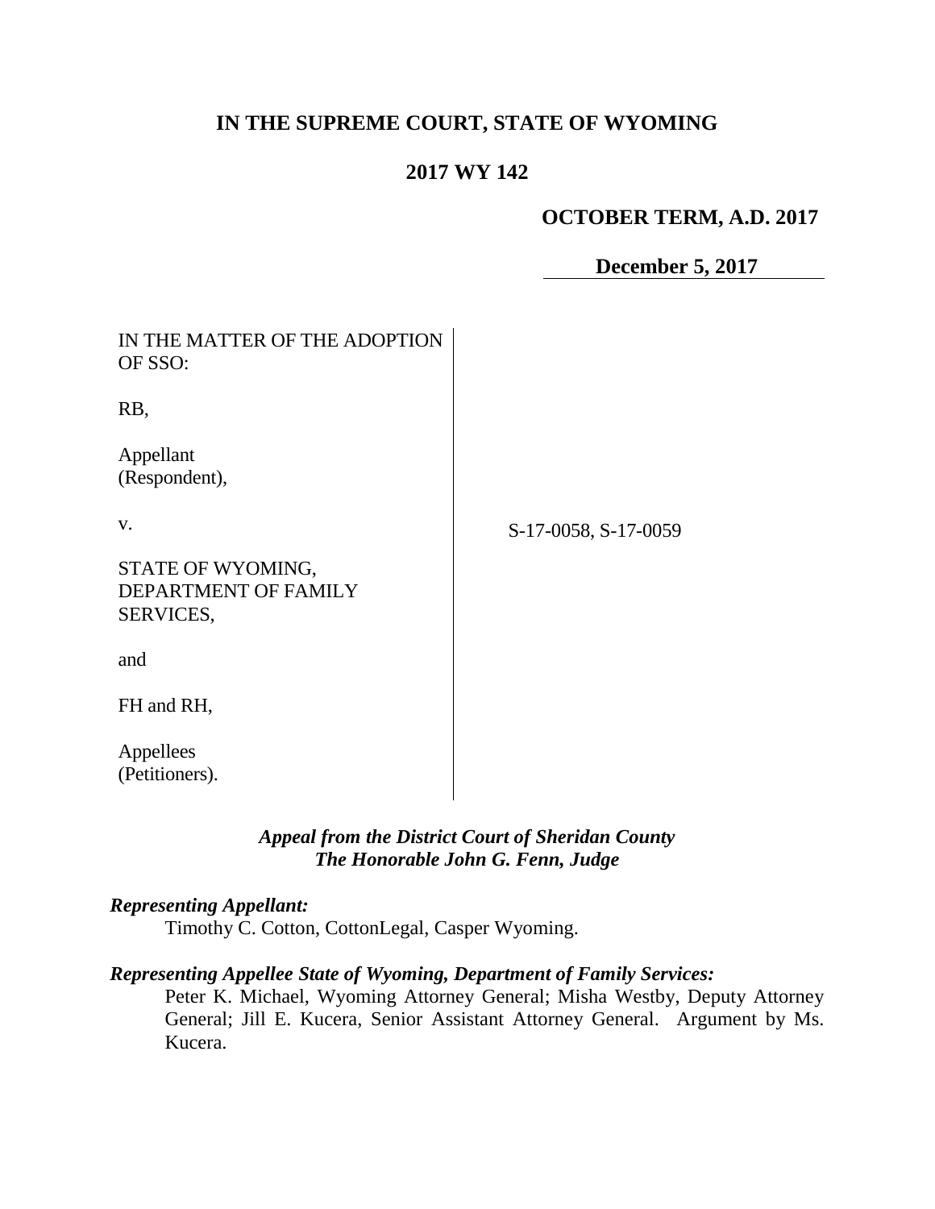# IN THE SUPREME COURT, STATE OF WYOMING

## 2017 WY 142

**OCTOBER TERM, A.D. 2017**

**December 5, 2017**

IN THE MATTER OF THE ADOPTION OF SSO:

RB,

Appellant
(Respondent),

v.

STATE OF WYOMING, DEPARTMENT OF FAMILY SERVICES,

and

FH and RH,

Appellees
(Petitioners).

S-17-0058, S-17-0059

***Appeal from the District Court of Sheridan County***
***The Honorable John G. Fenn, Judge***

***Representing Appellant:***

Timothy C. Cotton, CottonLegal, Casper Wyoming.

***Representing Appellee State of Wyoming, Department of Family Services:***

Peter K. Michael, Wyoming Attorney General; Misha Westby, Deputy Attorney General; Jill E. Kucera, Senior Assistant Attorney General. Argument by Ms. Kucera.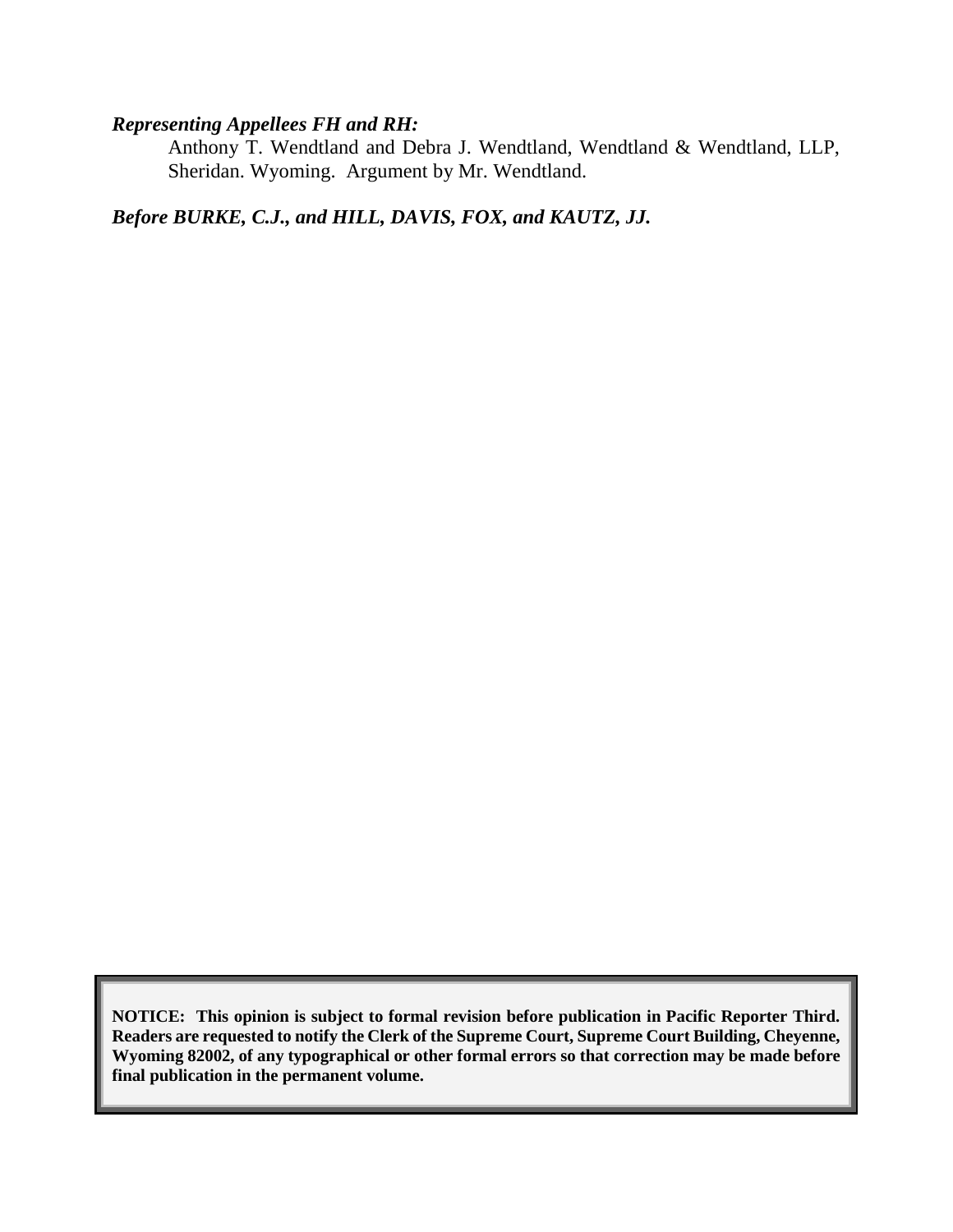***Representing Appellees FH and RH:***

Anthony T. Wendtland and Debra J. Wendtland, Wendtland & Wendtland, LLP, Sheridan. Wyoming. Argument by Mr. Wendtland.

***Before BURKE, C.J., and HILL, DAVIS, FOX, and KAUTZ, JJ.***

**NOTICE: This opinion is subject to formal revision before publication in Pacific Reporter Third. Readers are requested to notify the Clerk of the Supreme Court, Supreme Court Building, Cheyenne, Wyoming 82002, of any typographical or other formal errors so that correction may be made before final publication in the permanent volume.**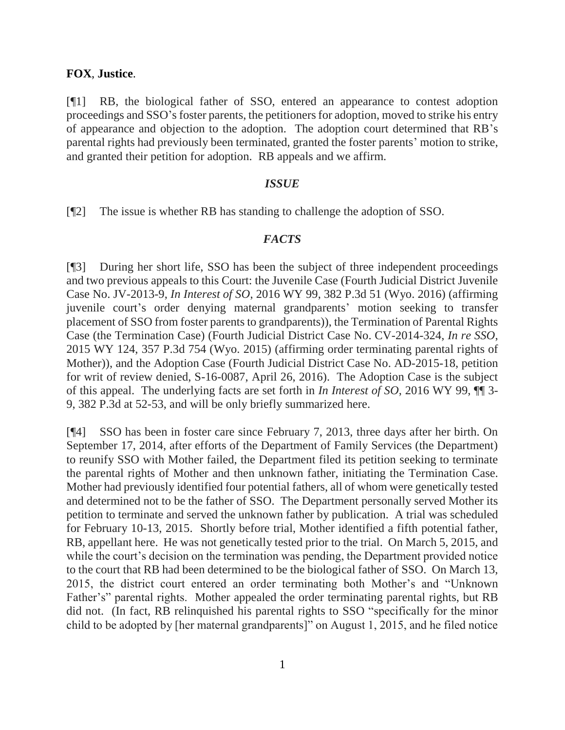**FOX**, **Justice**.

[¶1] RB, the biological father of SSO, entered an appearance to contest adoption proceedings and SSO's foster parents, the petitioners for adoption, moved to strike his entry of appearance and objection to the adoption. The adoption court determined that RB's parental rights had previously been terminated, granted the foster parents' motion to strike, and granted their petition for adoption. RB appeals and we affirm.

### *ISSUE*

[¶2] The issue is whether RB has standing to challenge the adoption of SSO.

### *FACTS*

[¶3] During her short life, SSO has been the subject of three independent proceedings and two previous appeals to this Court: the Juvenile Case (Fourth Judicial District Juvenile Case No. JV-2013-9, *In Interest of SO*, 2016 WY 99, 382 P.3d 51 (Wyo. 2016) (affirming juvenile court's order denying maternal grandparents' motion seeking to transfer placement of SSO from foster parents to grandparents)), the Termination of Parental Rights Case (the Termination Case) (Fourth Judicial District Case No. CV-2014-324, *In re SSO*, 2015 WY 124, 357 P.3d 754 (Wyo. 2015) (affirming order terminating parental rights of Mother)), and the Adoption Case (Fourth Judicial District Case No. AD-2015-18, petition for writ of review denied, S-16-0087, April 26, 2016). The Adoption Case is the subject of this appeal. The underlying facts are set forth in *In Interest of SO*, 2016 WY 99, ¶¶ 3-9, 382 P.3d at 52-53, and will be only briefly summarized here.

[¶4] SSO has been in foster care since February 7, 2013, three days after her birth. On September 17, 2014, after efforts of the Department of Family Services (the Department) to reunify SSO with Mother failed, the Department filed its petition seeking to terminate the parental rights of Mother and then unknown father, initiating the Termination Case. Mother had previously identified four potential fathers, all of whom were genetically tested and determined not to be the father of SSO. The Department personally served Mother its petition to terminate and served the unknown father by publication. A trial was scheduled for February 10-13, 2015. Shortly before trial, Mother identified a fifth potential father, RB, appellant here. He was not genetically tested prior to the trial. On March 5, 2015, and while the court's decision on the termination was pending, the Department provided notice to the court that RB had been determined to be the biological father of SSO. On March 13, 2015, the district court entered an order terminating both Mother's and "Unknown Father's" parental rights. Mother appealed the order terminating parental rights, but RB did not. (In fact, RB relinquished his parental rights to SSO "specifically for the minor child to be adopted by [her maternal grandparents]" on August 1, 2015, and he filed notice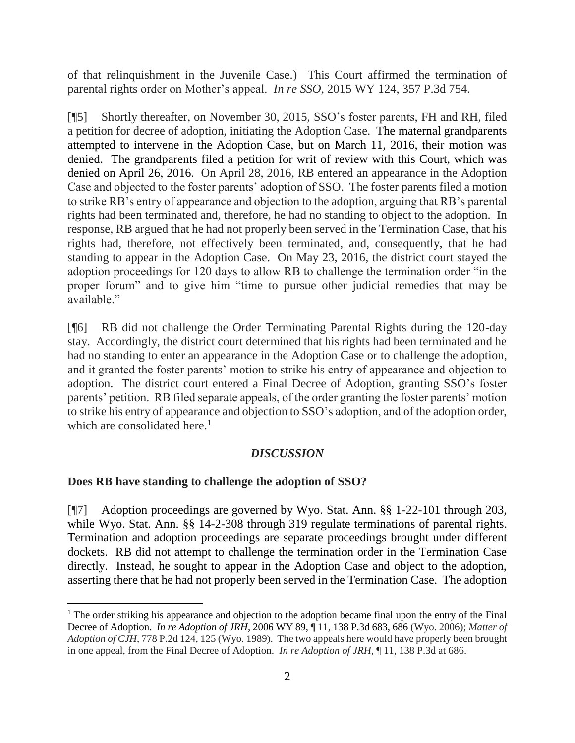of that relinquishment in the Juvenile Case.) This Court affirmed the termination of parental rights order on Mother's appeal. *In re SSO*, 2015 WY 124, 357 P.3d 754.

[¶5] Shortly thereafter, on November 30, 2015, SSO's foster parents, FH and RH, filed a petition for decree of adoption, initiating the Adoption Case. The maternal grandparents attempted to intervene in the Adoption Case, but on March 11, 2016, their motion was denied. The grandparents filed a petition for writ of review with this Court, which was denied on April 26, 2016. On April 28, 2016, RB entered an appearance in the Adoption Case and objected to the foster parents' adoption of SSO. The foster parents filed a motion to strike RB's entry of appearance and objection to the adoption, arguing that RB's parental rights had been terminated and, therefore, he had no standing to object to the adoption. In response, RB argued that he had not properly been served in the Termination Case, that his rights had, therefore, not effectively been terminated, and, consequently, that he had standing to appear in the Adoption Case. On May 23, 2016, the district court stayed the adoption proceedings for 120 days to allow RB to challenge the termination order "in the proper forum" and to give him "time to pursue other judicial remedies that may be available."

[¶6] RB did not challenge the Order Terminating Parental Rights during the 120-day stay. Accordingly, the district court determined that his rights had been terminated and he had no standing to enter an appearance in the Adoption Case or to challenge the adoption, and it granted the foster parents' motion to strike his entry of appearance and objection to adoption. The district court entered a Final Decree of Adoption, granting SSO's foster parents' petition. RB filed separate appeals, of the order granting the foster parents' motion to strike his entry of appearance and objection to SSO's adoption, and of the adoption order, which are consolidated here.[1]

## *DISCUSSION*

### Does RB have standing to challenge the adoption of SSO?

[¶7] Adoption proceedings are governed by Wyo. Stat. Ann. §§ 1-22-101 through 203, while Wyo. Stat. Ann. §§ 14-2-308 through 319 regulate terminations of parental rights. Termination and adoption proceedings are separate proceedings brought under different dockets. RB did not attempt to challenge the termination order in the Termination Case directly. Instead, he sought to appear in the Adoption Case and object to the adoption, asserting there that he had not properly been served in the Termination Case. The adoption

---

[1] The order striking his appearance and objection to the adoption became final upon the entry of the Final Decree of Adoption. *In re Adoption of JRH*, 2006 WY 89, ¶ 11, 138 P.3d 683, 686 (Wyo. 2006); *Matter of Adoption of CJH*, 778 P.2d 124, 125 (Wyo. 1989). The two appeals here would have properly been brought in one appeal, from the Final Decree of Adoption. *In re Adoption of JRH*, ¶ 11, 138 P.3d at 686.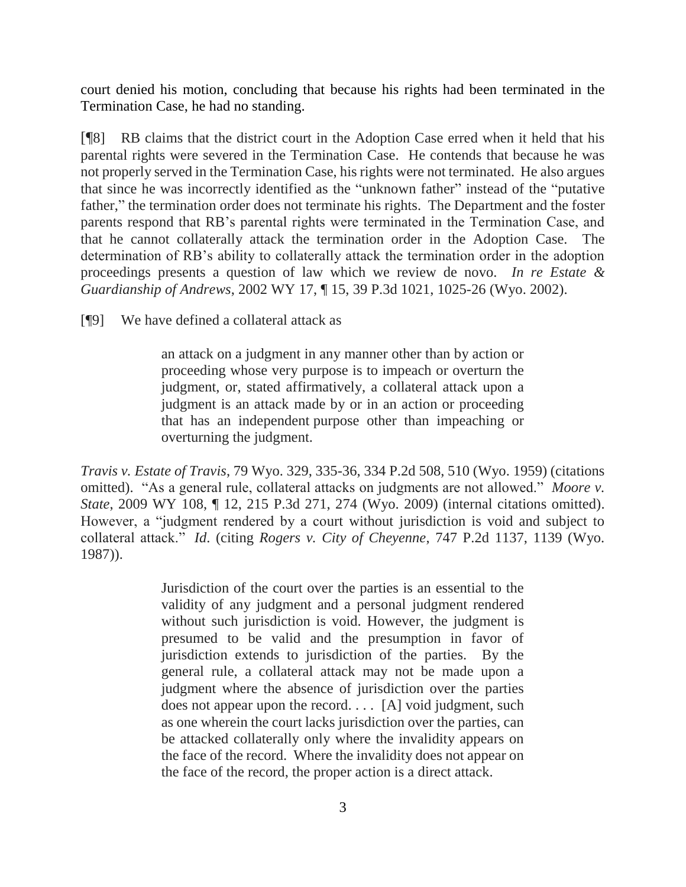court denied his motion, concluding that because his rights had been terminated in the Termination Case, he had no standing.

[¶8] RB claims that the district court in the Adoption Case erred when it held that his parental rights were severed in the Termination Case. He contends that because he was not properly served in the Termination Case, his rights were not terminated. He also argues that since he was incorrectly identified as the "unknown father" instead of the "putative father," the termination order does not terminate his rights. The Department and the foster parents respond that RB's parental rights were terminated in the Termination Case, and that he cannot collaterally attack the termination order in the Adoption Case. The determination of RB's ability to collaterally attack the termination order in the adoption proceedings presents a question of law which we review de novo. *In re Estate & Guardianship of Andrews*, 2002 WY 17, ¶ 15, 39 P.3d 1021, 1025-26 (Wyo. 2002).

[¶9] We have defined a collateral attack as

> an attack on a judgment in any manner other than by action or proceeding whose very purpose is to impeach or overturn the judgment, or, stated affirmatively, a collateral attack upon a judgment is an attack made by or in an action or proceeding that has an independent purpose other than impeaching or overturning the judgment.

*Travis v. Estate of Travis*, 79 Wyo. 329, 335-36, 334 P.2d 508, 510 (Wyo. 1959) (citations omitted). "As a general rule, collateral attacks on judgments are not allowed." *Moore v. State*, 2009 WY 108, ¶ 12, 215 P.3d 271, 274 (Wyo. 2009) (internal citations omitted). However, a "judgment rendered by a court without jurisdiction is void and subject to collateral attack." *Id*. (citing *Rogers v. City of Cheyenne*, 747 P.2d 1137, 1139 (Wyo. 1987)).

> Jurisdiction of the court over the parties is an essential to the validity of any judgment and a personal judgment rendered without such jurisdiction is void. However, the judgment is presumed to be valid and the presumption in favor of jurisdiction extends to jurisdiction of the parties. By the general rule, a collateral attack may not be made upon a judgment where the absence of jurisdiction over the parties does not appear upon the record. . . . [A] void judgment, such as one wherein the court lacks jurisdiction over the parties, can be attacked collaterally only where the invalidity appears on the face of the record. Where the invalidity does not appear on the face of the record, the proper action is a direct attack.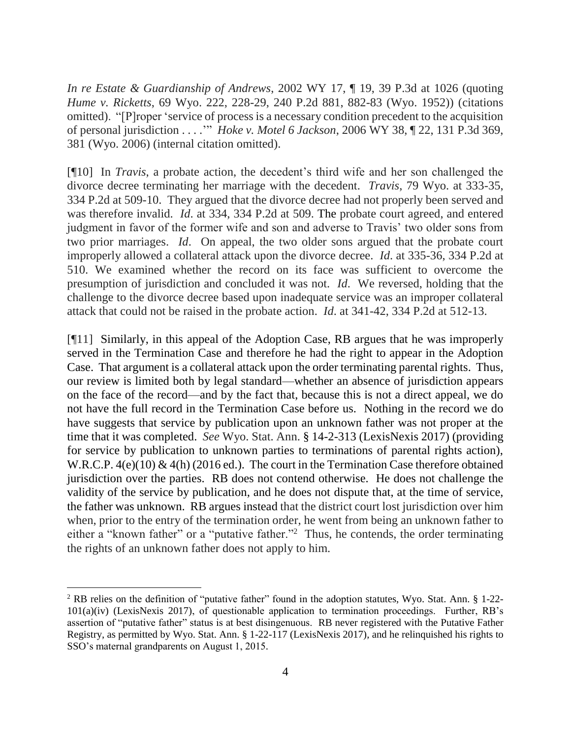*In re Estate & Guardianship of Andrews*, 2002 WY 17, ¶ 19, 39 P.3d at 1026 (quoting *Hume v. Ricketts*, 69 Wyo. 222, 228-29, 240 P.2d 881, 882-83 (Wyo. 1952)) (citations omitted). "[P]roper 'service of process is a necessary condition precedent to the acquisition of personal jurisdiction . . . .'" *Hoke v. Motel 6 Jackson*, 2006 WY 38, ¶ 22, 131 P.3d 369, 381 (Wyo. 2006) (internal citation omitted).

[¶10] In *Travis*, a probate action, the decedent's third wife and her son challenged the divorce decree terminating her marriage with the decedent. *Travis*, 79 Wyo. at 333-35, 334 P.2d at 509-10. They argued that the divorce decree had not properly been served and was therefore invalid. *Id*. at 334, 334 P.2d at 509. The probate court agreed, and entered judgment in favor of the former wife and son and adverse to Travis' two older sons from two prior marriages. *Id*. On appeal, the two older sons argued that the probate court improperly allowed a collateral attack upon the divorce decree. *Id*. at 335-36, 334 P.2d at 510. We examined whether the record on its face was sufficient to overcome the presumption of jurisdiction and concluded it was not. *Id*. We reversed, holding that the challenge to the divorce decree based upon inadequate service was an improper collateral attack that could not be raised in the probate action. *Id*. at 341-42, 334 P.2d at 512-13.

[¶11] Similarly, in this appeal of the Adoption Case, RB argues that he was improperly served in the Termination Case and therefore he had the right to appear in the Adoption Case. That argument is a collateral attack upon the order terminating parental rights. Thus, our review is limited both by legal standard—whether an absence of jurisdiction appears on the face of the record—and by the fact that, because this is not a direct appeal, we do not have the full record in the Termination Case before us. Nothing in the record we do have suggests that service by publication upon an unknown father was not proper at the time that it was completed. *See* Wyo. Stat. Ann. § 14-2-313 (LexisNexis 2017) (providing for service by publication to unknown parties to terminations of parental rights action), W.R.C.P. 4(e)(10) & 4(h) (2016 ed.). The court in the Termination Case therefore obtained jurisdiction over the parties. RB does not contend otherwise. He does not challenge the validity of the service by publication, and he does not dispute that, at the time of service, the father was unknown. RB argues instead that the district court lost jurisdiction over him when, prior to the entry of the termination order, he went from being an unknown father to either a "known father" or a "putative father."[2] Thus, he contends, the order terminating the rights of an unknown father does not apply to him.

---

[2] RB relies on the definition of "putative father" found in the adoption statutes, Wyo. Stat. Ann. § 1-22-101(a)(iv) (LexisNexis 2017), of questionable application to termination proceedings. Further, RB's assertion of "putative father" status is at best disingenuous. RB never registered with the Putative Father Registry, as permitted by Wyo. Stat. Ann. § 1-22-117 (LexisNexis 2017), and he relinquished his rights to SSO's maternal grandparents on August 1, 2015.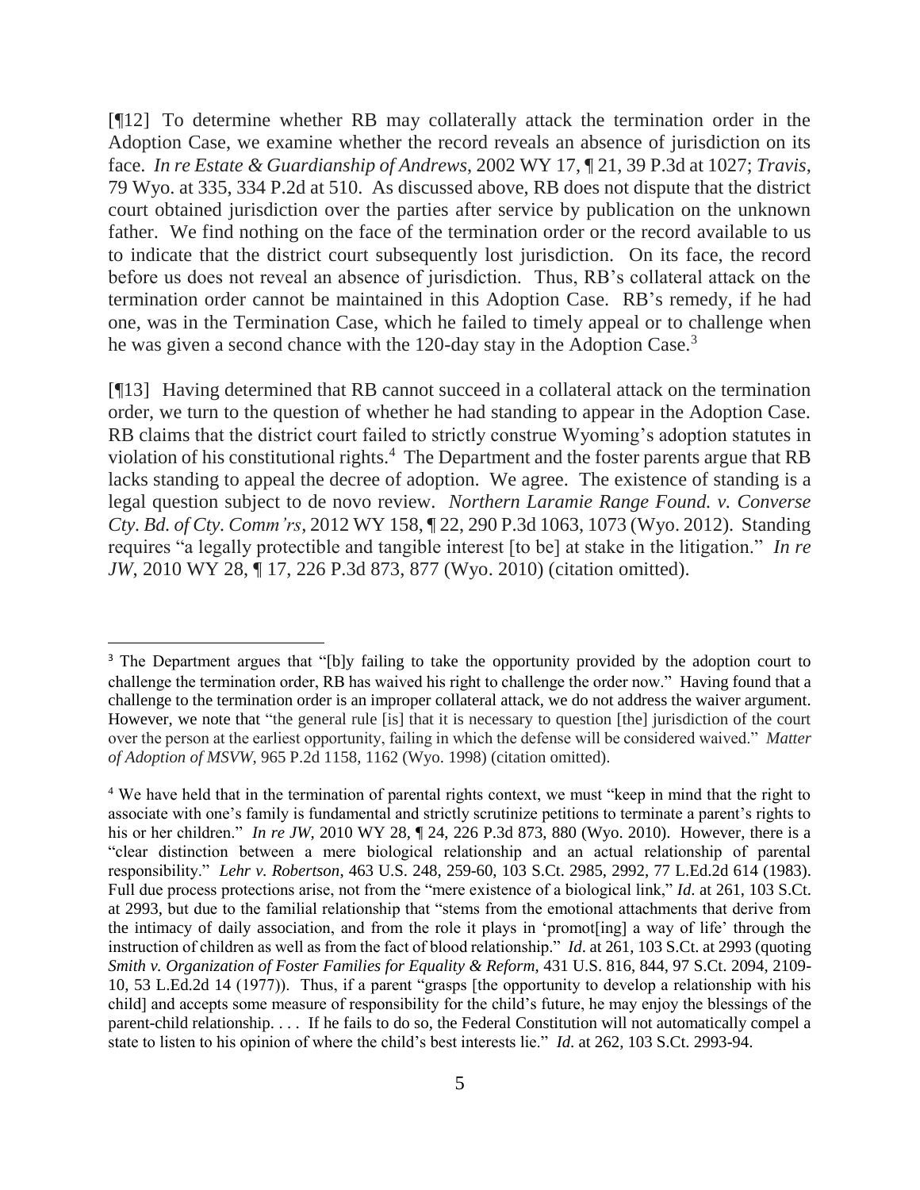[¶12] To determine whether RB may collaterally attack the termination order in the Adoption Case, we examine whether the record reveals an absence of jurisdiction on its face. *In re Estate & Guardianship of Andrews*, 2002 WY 17, ¶ 21, 39 P.3d at 1027; *Travis*, 79 Wyo. at 335, 334 P.2d at 510. As discussed above, RB does not dispute that the district court obtained jurisdiction over the parties after service by publication on the unknown father. We find nothing on the face of the termination order or the record available to us to indicate that the district court subsequently lost jurisdiction. On its face, the record before us does not reveal an absence of jurisdiction. Thus, RB's collateral attack on the termination order cannot be maintained in this Adoption Case. RB's remedy, if he had one, was in the Termination Case, which he failed to timely appeal or to challenge when he was given a second chance with the 120-day stay in the Adoption Case.[3]

[¶13] Having determined that RB cannot succeed in a collateral attack on the termination order, we turn to the question of whether he had standing to appear in the Adoption Case. RB claims that the district court failed to strictly construe Wyoming's adoption statutes in violation of his constitutional rights.[4] The Department and the foster parents argue that RB lacks standing to appeal the decree of adoption. We agree. The existence of standing is a legal question subject to de novo review. *Northern Laramie Range Found. v. Converse Cty. Bd. of Cty. Comm'rs*, 2012 WY 158, ¶ 22, 290 P.3d 1063, 1073 (Wyo. 2012). Standing requires "a legally protectible and tangible interest [to be] at stake in the litigation." *In re JW*, 2010 WY 28, ¶ 17, 226 P.3d 873, 877 (Wyo. 2010) (citation omitted).

---

[3] The Department argues that "[b]y failing to take the opportunity provided by the adoption court to challenge the termination order, RB has waived his right to challenge the order now." Having found that a challenge to the termination order is an improper collateral attack, we do not address the waiver argument. However, we note that "the general rule [is] that it is necessary to question [the] jurisdiction of the court over the person at the earliest opportunity, failing in which the defense will be considered waived." *Matter of Adoption of MSVW*, 965 P.2d 1158, 1162 (Wyo. 1998) (citation omitted).

[4] We have held that in the termination of parental rights context, we must "keep in mind that the right to associate with one's family is fundamental and strictly scrutinize petitions to terminate a parent's rights to his or her children." *In re JW*, 2010 WY 28, ¶ 24, 226 P.3d 873, 880 (Wyo. 2010). However, there is a "clear distinction between a mere biological relationship and an actual relationship of parental responsibility." *Lehr v. Robertson*, 463 U.S. 248, 259-60, 103 S.Ct. 2985, 2992, 77 L.Ed.2d 614 (1983). Full due process protections arise, not from the "mere existence of a biological link," *Id*. at 261, 103 S.Ct. at 2993, but due to the familial relationship that "stems from the emotional attachments that derive from the intimacy of daily association, and from the role it plays in 'promot[ing] a way of life' through the instruction of children as well as from the fact of blood relationship." *Id*. at 261, 103 S.Ct. at 2993 (quoting *Smith v. Organization of Foster Families for Equality & Reform*, 431 U.S. 816, 844, 97 S.Ct. 2094, 2109-10, 53 L.Ed.2d 14 (1977)). Thus, if a parent "grasps [the opportunity to develop a relationship with his child] and accepts some measure of responsibility for the child's future, he may enjoy the blessings of the parent-child relationship. . . . If he fails to do so, the Federal Constitution will not automatically compel a state to listen to his opinion of where the child's best interests lie." *Id*. at 262, 103 S.Ct. 2993-94.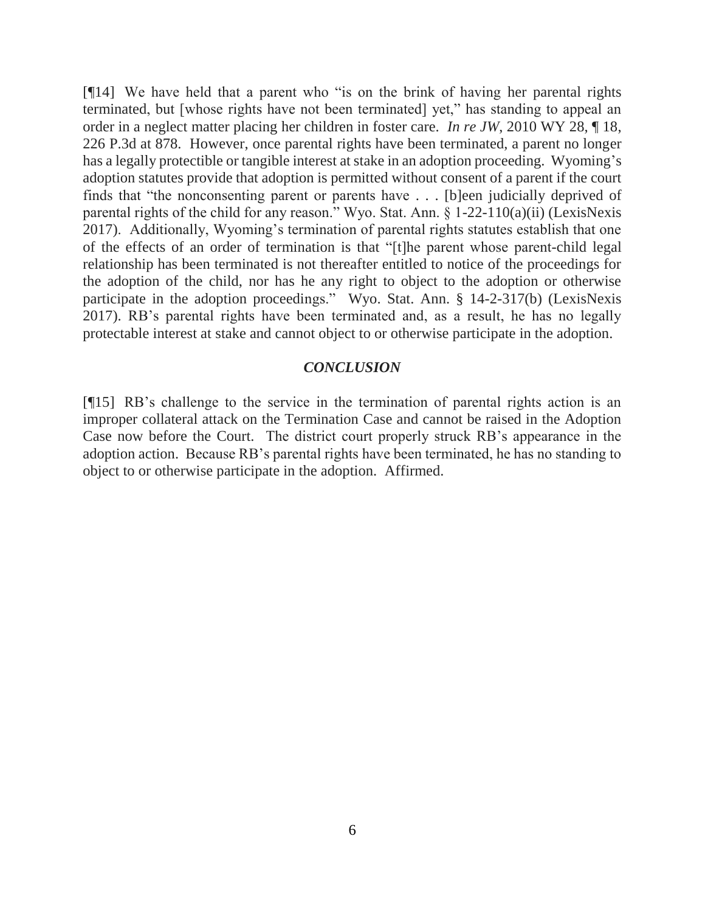[¶14] We have held that a parent who "is on the brink of having her parental rights terminated, but [whose rights have not been terminated] yet," has standing to appeal an order in a neglect matter placing her children in foster care. *In re JW*, 2010 WY 28, ¶ 18, 226 P.3d at 878. However, once parental rights have been terminated, a parent no longer has a legally protectible or tangible interest at stake in an adoption proceeding. Wyoming's adoption statutes provide that adoption is permitted without consent of a parent if the court finds that "the nonconsenting parent or parents have . . . [b]een judicially deprived of parental rights of the child for any reason." Wyo. Stat. Ann. § 1-22-110(a)(ii) (LexisNexis 2017). Additionally, Wyoming's termination of parental rights statutes establish that one of the effects of an order of termination is that "[t]he parent whose parent-child legal relationship has been terminated is not thereafter entitled to notice of the proceedings for the adoption of the child, nor has he any right to object to the adoption or otherwise participate in the adoption proceedings." Wyo. Stat. Ann. § 14-2-317(b) (LexisNexis 2017). RB's parental rights have been terminated and, as a result, he has no legally protectable interest at stake and cannot object to or otherwise participate in the adoption.

## *CONCLUSION*

[¶15] RB's challenge to the service in the termination of parental rights action is an improper collateral attack on the Termination Case and cannot be raised in the Adoption Case now before the Court. The district court properly struck RB's appearance in the adoption action. Because RB's parental rights have been terminated, he has no standing to object to or otherwise participate in the adoption. Affirmed.